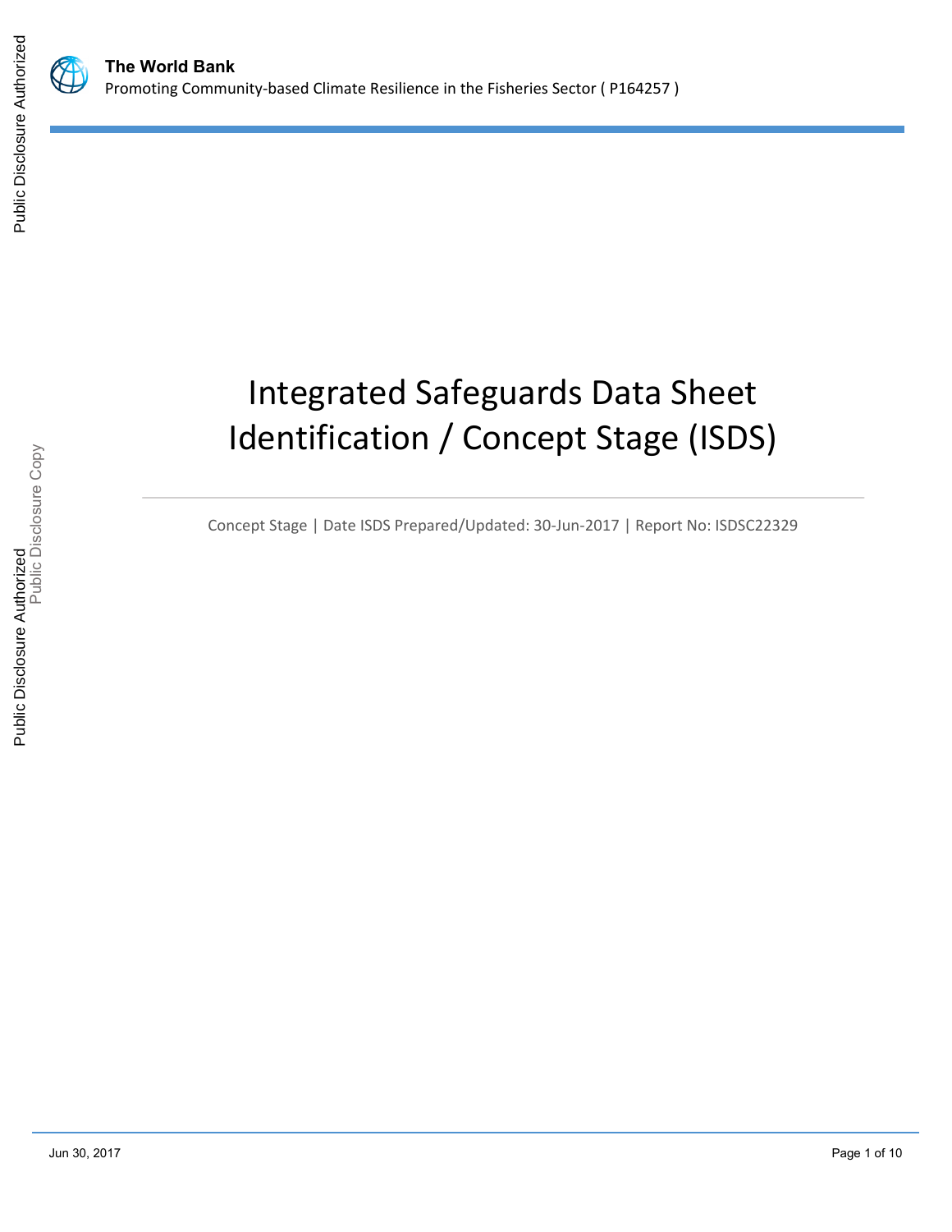**The World Bank**

Promoting Community-based Climate Resilience in the Fisheries Sector ( P164257 )

# Integrated Safeguards Data Sheet Identification / Concept Stage (ISDS)

Concept Stage | Date ISDS Prepared/Updated: 30-Jun-2017 | Report No: ISDSC22329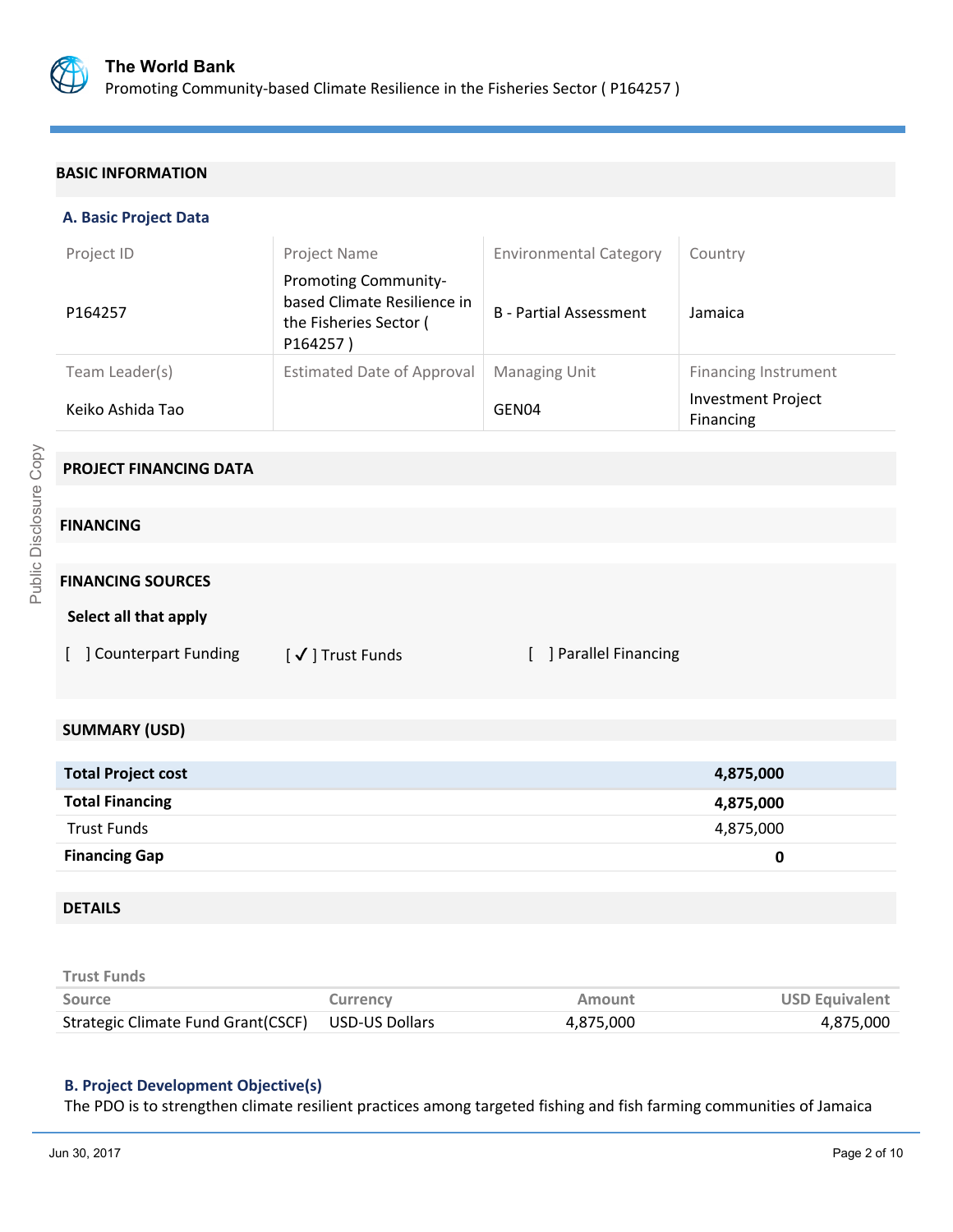## BASIC INFORMATION

### A. Basic Project Data

| Project ID | Project Name | Environmental Category | Country |
|---|---|---|---|
| P164257 | Promoting Community-based Climate Resilience in the Fisheries Sector ( P164257 ) | B - Partial Assessment | Jamaica |
| **Team Leader(s)** | **Estimated Date of Approval** | **Managing Unit** | **Financing Instrument** |
| Keiko Ashida Tao | | GEN04 | Investment Project Financing |

## PROJECT FINANCING DATA

### FINANCING

### FINANCING SOURCES

**Select all that apply**

[ ] Counterpart Funding [ ✓ ] Trust Funds [ ] Parallel Financing

### SUMMARY (USD)

| | |
|---|---|
| **Total Project cost** | **4,875,000** |
| **Total Financing** | **4,875,000** |
| Trust Funds | 4,875,000 |
| **Financing Gap** | **0** |

### DETAILS

Trust Funds

| Source | Currency | Amount | USD Equivalent |
|---|---|---|---|
| Strategic Climate Fund Grant(CSCF) | USD-US Dollars | 4,875,000 | 4,875,000 |

### B. Project Development Objective(s)

The PDO is to strengthen climate resilient practices among targeted fishing and fish farming communities of Jamaica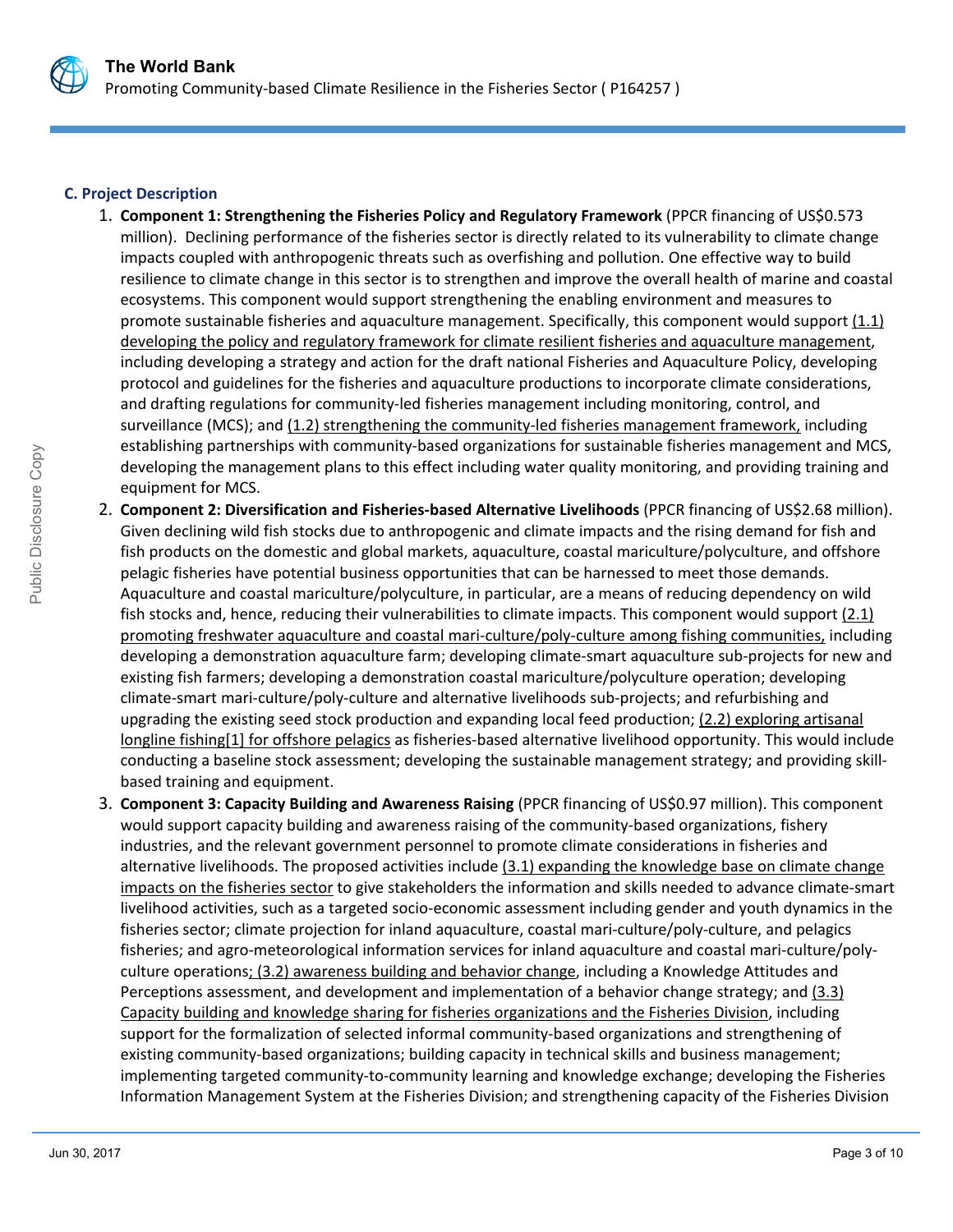### C. Project Description

1. **Component 1: Strengthening the Fisheries Policy and Regulatory Framework** (PPCR financing of US$0.573 million). Declining performance of the fisheries sector is directly related to its vulnerability to climate change impacts coupled with anthropogenic threats such as overfishing and pollution. One effective way to build resilience to climate change in this sector is to strengthen and improve the overall health of marine and coastal ecosystems. This component would support strengthening the enabling environment and measures to promote sustainable fisheries and aquaculture management. Specifically, this component would support (1.1) developing the policy and regulatory framework for climate resilient fisheries and aquaculture management, including developing a strategy and action for the draft national Fisheries and Aquaculture Policy, developing protocol and guidelines for the fisheries and aquaculture productions to incorporate climate considerations, and drafting regulations for community-led fisheries management including monitoring, control, and surveillance (MCS); and (1.2) strengthening the community-led fisheries management framework, including establishing partnerships with community-based organizations for sustainable fisheries management and MCS, developing the management plans to this effect including water quality monitoring, and providing training and equipment for MCS.
2. **Component 2: Diversification and Fisheries-based Alternative Livelihoods** (PPCR financing of US$2.68 million). Given declining wild fish stocks due to anthropogenic and climate impacts and the rising demand for fish and fish products on the domestic and global markets, aquaculture, coastal mariculture/polyculture, and offshore pelagic fisheries have potential business opportunities that can be harnessed to meet those demands. Aquaculture and coastal mariculture/polyculture, in particular, are a means of reducing dependency on wild fish stocks and, hence, reducing their vulnerabilities to climate impacts. This component would support (2.1) promoting freshwater aquaculture and coastal mari-culture/poly-culture among fishing communities, including developing a demonstration aquaculture farm; developing climate-smart aquaculture sub-projects for new and existing fish farmers; developing a demonstration coastal mariculture/polyculture operation; developing climate-smart mari-culture/poly-culture and alternative livelihoods sub-projects; and refurbishing and upgrading the existing seed stock production and expanding local feed production; (2.2) exploring artisanal longline fishing[1] for offshore pelagics as fisheries-based alternative livelihood opportunity. This would include conducting a baseline stock assessment; developing the sustainable management strategy; and providing skill-based training and equipment.
3. **Component 3: Capacity Building and Awareness Raising** (PPCR financing of US$0.97 million). This component would support capacity building and awareness raising of the community-based organizations, fishery industries, and the relevant government personnel to promote climate considerations in fisheries and alternative livelihoods. The proposed activities include (3.1) expanding the knowledge base on climate change impacts on the fisheries sector to give stakeholders the information and skills needed to advance climate-smart livelihood activities, such as a targeted socio-economic assessment including gender and youth dynamics in the fisheries sector; climate projection for inland aquaculture, coastal mari-culture/poly-culture, and pelagics fisheries; and agro-meteorological information services for inland aquaculture and coastal mari-culture/poly-culture operations; (3.2) awareness building and behavior change, including a Knowledge Attitudes and Perceptions assessment, and development and implementation of a behavior change strategy; and (3.3) Capacity building and knowledge sharing for fisheries organizations and the Fisheries Division, including support for the formalization of selected informal community-based organizations and strengthening of existing community-based organizations; building capacity in technical skills and business management; implementing targeted community-to-community learning and knowledge exchange; developing the Fisheries Information Management System at the Fisheries Division; and strengthening capacity of the Fisheries Division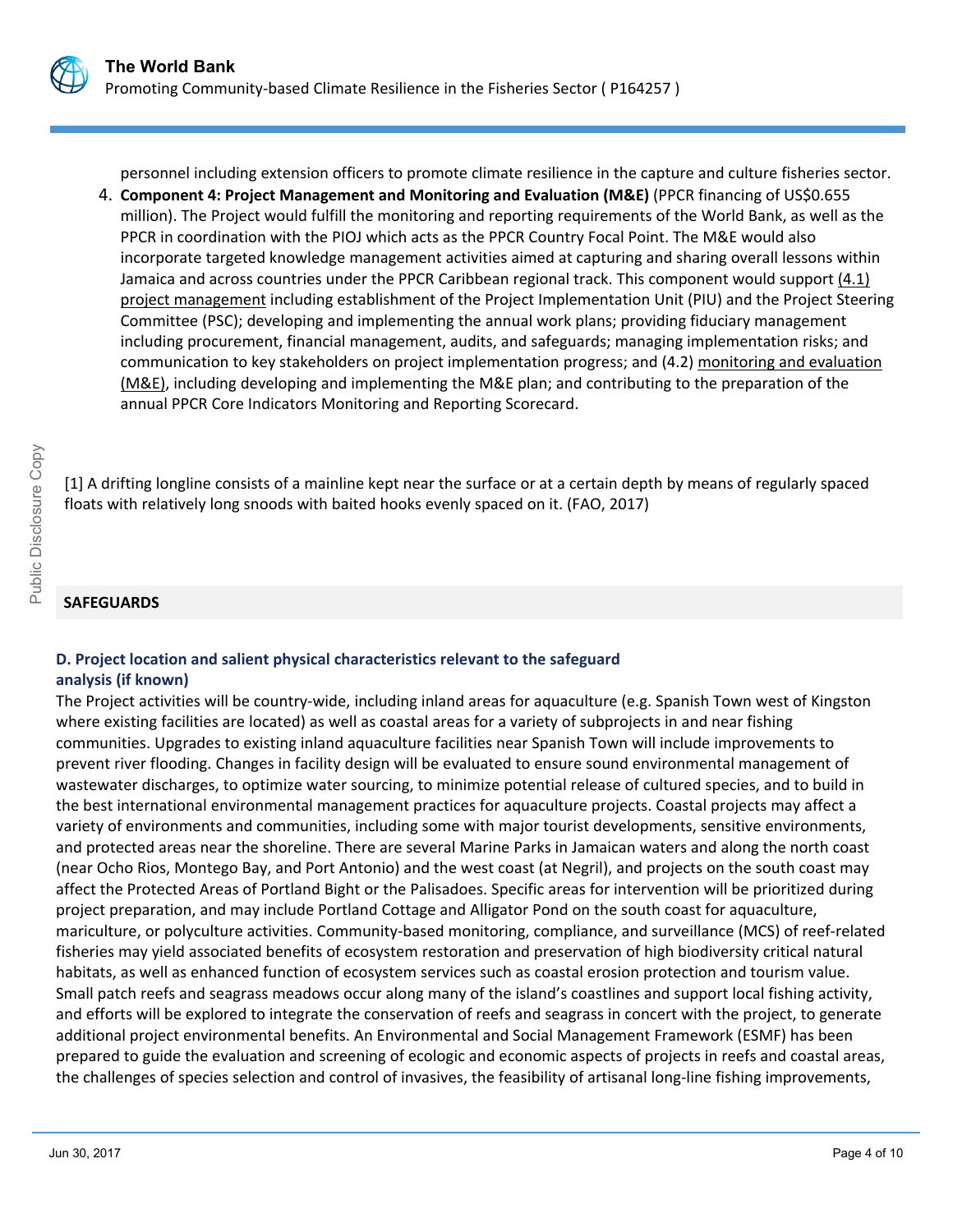personnel including extension officers to promote climate resilience in the capture and culture fisheries sector.

4. **Component 4: Project Management and Monitoring and Evaluation (M&E)** (PPCR financing of US$0.655 million). The Project would fulfill the monitoring and reporting requirements of the World Bank, as well as the PPCR in coordination with the PIOJ which acts as the PPCR Country Focal Point. The M&E would also incorporate targeted knowledge management activities aimed at capturing and sharing overall lessons within Jamaica and across countries under the PPCR Caribbean regional track. This component would support (4.1) project management including establishment of the Project Implementation Unit (PIU) and the Project Steering Committee (PSC); developing and implementing the annual work plans; providing fiduciary management including procurement, financial management, audits, and safeguards; managing implementation risks; and communication to key stakeholders on project implementation progress; and (4.2) monitoring and evaluation (M&E), including developing and implementing the M&E plan; and contributing to the preparation of the annual PPCR Core Indicators Monitoring and Reporting Scorecard.

[1] A drifting longline consists of a mainline kept near the surface or at a certain depth by means of regularly spaced floats with relatively long snoods with baited hooks evenly spaced on it. (FAO, 2017)

## SAFEGUARDS

### D. Project location and salient physical characteristics relevant to the safeguard analysis (if known)

The Project activities will be country-wide, including inland areas for aquaculture (e.g. Spanish Town west of Kingston where existing facilities are located) as well as coastal areas for a variety of subprojects in and near fishing communities. Upgrades to existing inland aquaculture facilities near Spanish Town will include improvements to prevent river flooding. Changes in facility design will be evaluated to ensure sound environmental management of wastewater discharges, to optimize water sourcing, to minimize potential release of cultured species, and to build in the best international environmental management practices for aquaculture projects. Coastal projects may affect a variety of environments and communities, including some with major tourist developments, sensitive environments, and protected areas near the shoreline. There are several Marine Parks in Jamaican waters and along the north coast (near Ocho Rios, Montego Bay, and Port Antonio) and the west coast (at Negril), and projects on the south coast may affect the Protected Areas of Portland Bight or the Palisadoes. Specific areas for intervention will be prioritized during project preparation, and may include Portland Cottage and Alligator Pond on the south coast for aquaculture, mariculture, or polyculture activities. Community-based monitoring, compliance, and surveillance (MCS) of reef-related fisheries may yield associated benefits of ecosystem restoration and preservation of high biodiversity critical natural habitats, as well as enhanced function of ecosystem services such as coastal erosion protection and tourism value. Small patch reefs and seagrass meadows occur along many of the island's coastlines and support local fishing activity, and efforts will be explored to integrate the conservation of reefs and seagrass in concert with the project, to generate additional project environmental benefits. An Environmental and Social Management Framework (ESMF) has been prepared to guide the evaluation and screening of ecologic and economic aspects of projects in reefs and coastal areas, the challenges of species selection and control of invasives, the feasibility of artisanal long-line fishing improvements,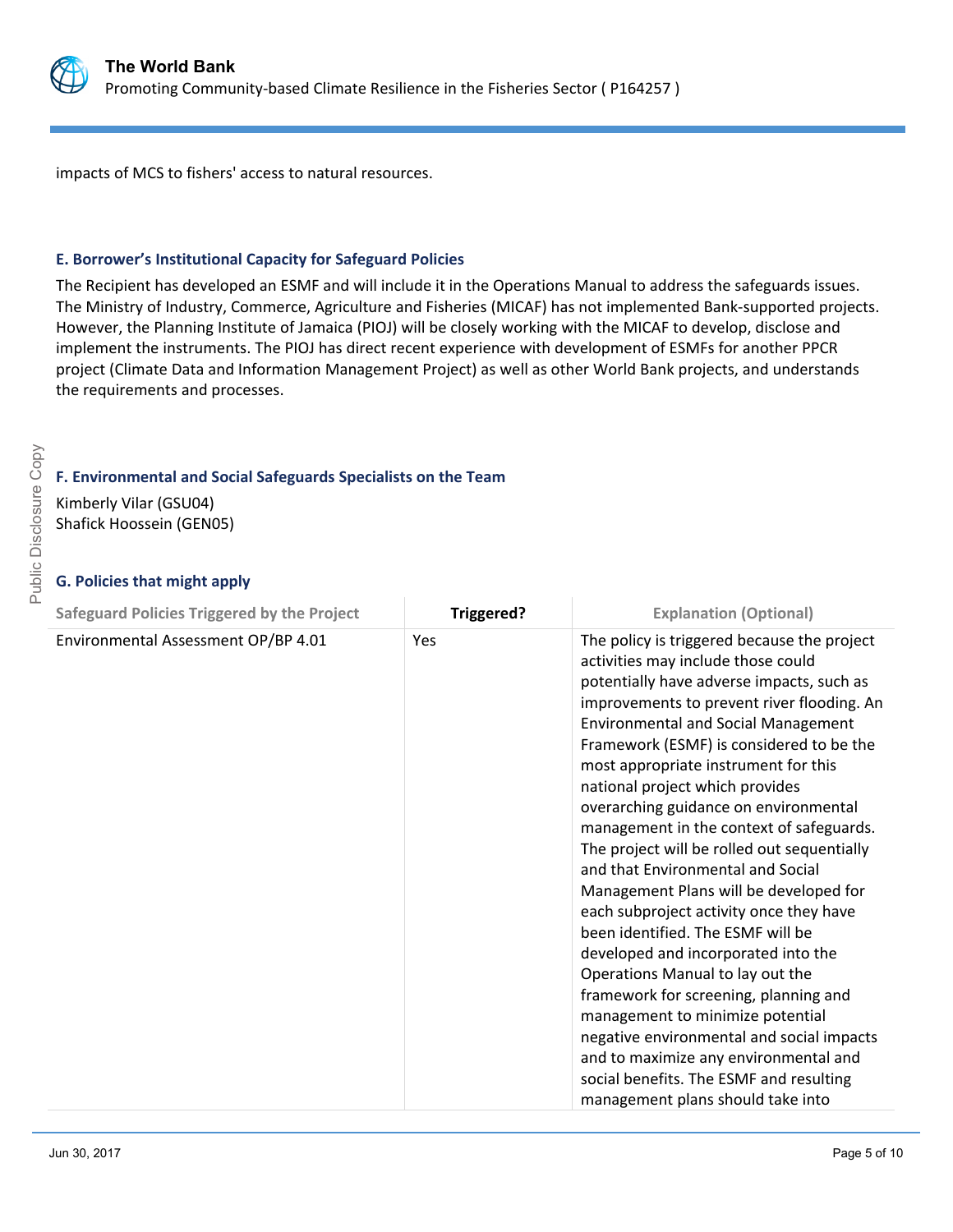impacts of MCS to fishers' access to natural resources.

### E. Borrower's Institutional Capacity for Safeguard Policies

The Recipient has developed an ESMF and will include it in the Operations Manual to address the safeguards issues. The Ministry of Industry, Commerce, Agriculture and Fisheries (MICAF) has not implemented Bank-supported projects. However, the Planning Institute of Jamaica (PIOJ) will be closely working with the MICAF to develop, disclose and implement the instruments. The PIOJ has direct recent experience with development of ESMFs for another PPCR project (Climate Data and Information Management Project) as well as other World Bank projects, and understands the requirements and processes.

### F. Environmental and Social Safeguards Specialists on the Team

Kimberly Vilar (GSU04)
Shafick Hoossein (GEN05)

### G. Policies that might apply

| Safeguard Policies Triggered by the Project | Triggered? | Explanation (Optional) |
|---|---|---|
| Environmental Assessment OP/BP 4.01 | Yes | The policy is triggered because the project activities may include those could potentially have adverse impacts, such as improvements to prevent river flooding. An Environmental and Social Management Framework (ESMF) is considered to be the most appropriate instrument for this national project which provides overarching guidance on environmental management in the context of safeguards. The project will be rolled out sequentially and that Environmental and Social Management Plans will be developed for each subproject activity once they have been identified. The ESMF will be developed and incorporated into the Operations Manual to lay out the framework for screening, planning and management to minimize potential negative environmental and social impacts and to maximize any environmental and social benefits. The ESMF and resulting management plans should take into |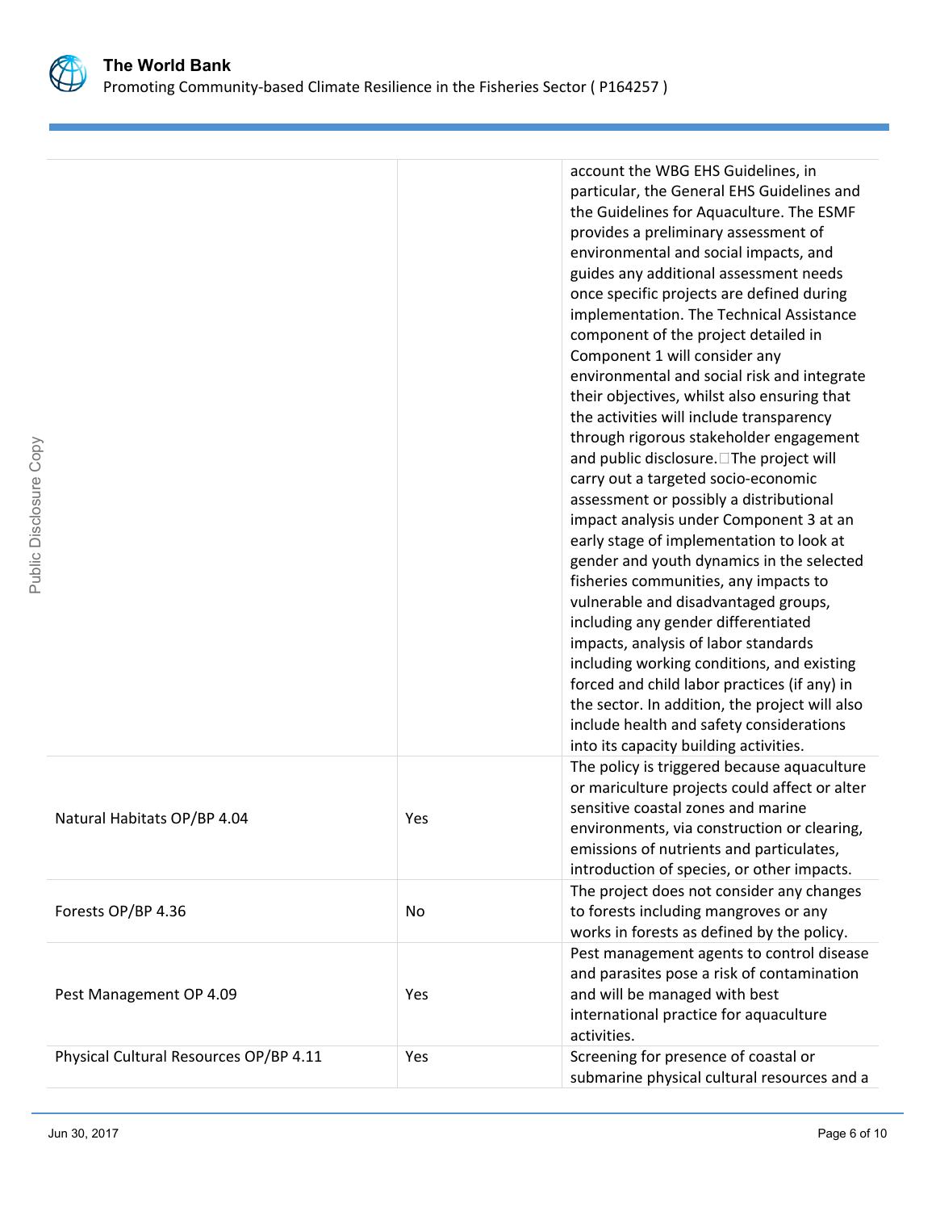| | | |
|---|---|---|
| | | account the WBG EHS Guidelines, in particular, the General EHS Guidelines and the Guidelines for Aquaculture. The ESMF provides a preliminary assessment of environmental and social impacts, and guides any additional assessment needs once specific projects are defined during implementation. The Technical Assistance component of the project detailed in Component 1 will consider any environmental and social risk and integrate their objectives, whilst also ensuring that the activities will include transparency through rigorous stakeholder engagement and public disclosure. The project will carry out a targeted socio-economic assessment or possibly a distributional impact analysis under Component 3 at an early stage of implementation to look at gender and youth dynamics in the selected fisheries communities, any impacts to vulnerable and disadvantaged groups, including any gender differentiated impacts, analysis of labor standards including working conditions, and existing forced and child labor practices (if any) in the sector. In addition, the project will also include health and safety considerations into its capacity building activities. |
| Natural Habitats OP/BP 4.04 | Yes | The policy is triggered because aquaculture or mariculture projects could affect or alter sensitive coastal zones and marine environments, via construction or clearing, emissions of nutrients and particulates, introduction of species, or other impacts. |
| Forests OP/BP 4.36 | No | The project does not consider any changes to forests including mangroves or any works in forests as defined by the policy. |
| Pest Management OP 4.09 | Yes | Pest management agents to control disease and parasites pose a risk of contamination and will be managed with best international practice for aquaculture activities. |
| Physical Cultural Resources OP/BP 4.11 | Yes | Screening for presence of coastal or submarine physical cultural resources and a |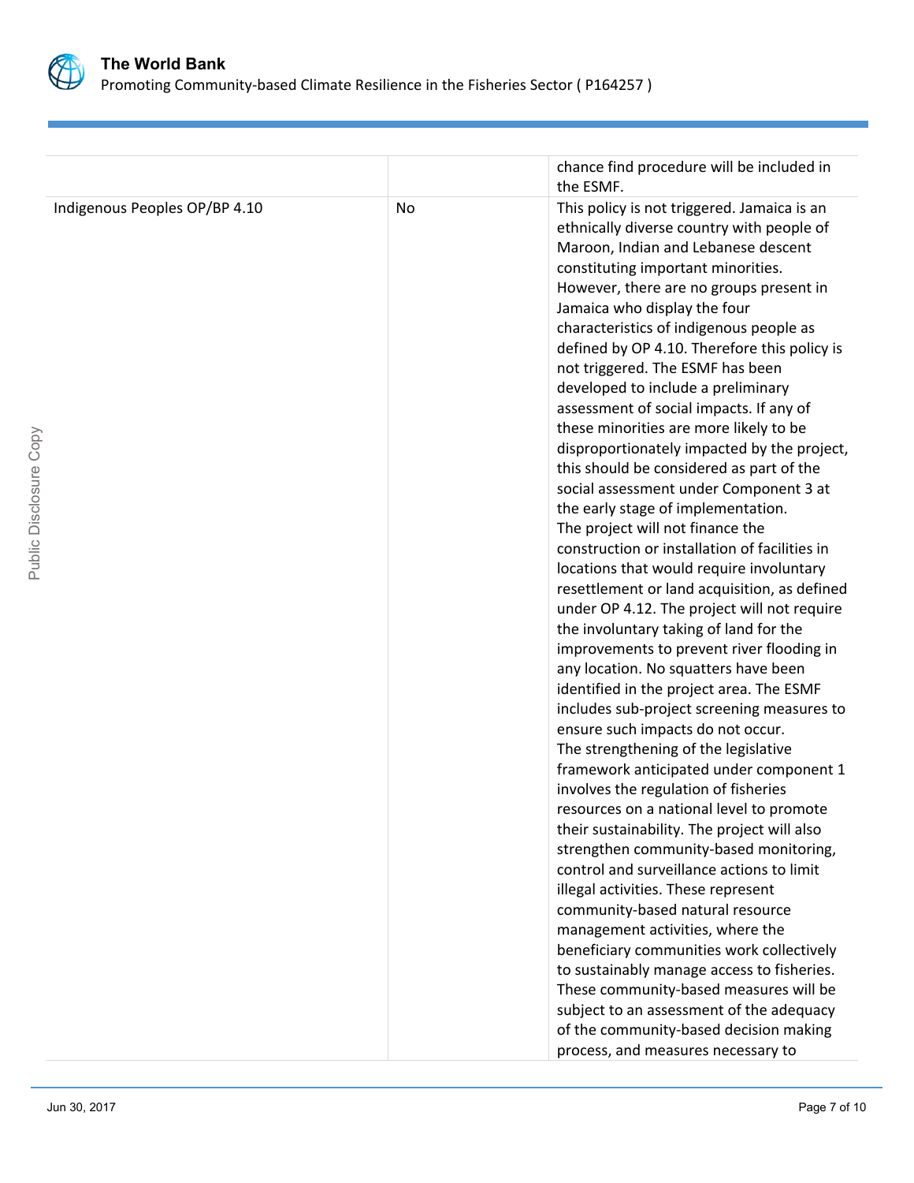| | | |
|---|---|---|
| | | chance find procedure will be included in the ESMF. |
| Indigenous Peoples OP/BP 4.10 | No | This policy is not triggered. Jamaica is an ethnically diverse country with people of Maroon, Indian and Lebanese descent constituting important minorities. However, there are no groups present in Jamaica who display the four characteristics of indigenous people as defined by OP 4.10. Therefore this policy is not triggered. The ESMF has been developed to include a preliminary assessment of social impacts. If any of these minorities are more likely to be disproportionately impacted by the project, this should be considered as part of the social assessment under Component 3 at the early stage of implementation. The project will not finance the construction or installation of facilities in locations that would require involuntary resettlement or land acquisition, as defined under OP 4.12. The project will not require the involuntary taking of land for the improvements to prevent river flooding in any location. No squatters have been identified in the project area. The ESMF includes sub-project screening measures to ensure such impacts do not occur. The strengthening of the legislative framework anticipated under component 1 involves the regulation of fisheries resources on a national level to promote their sustainability. The project will also strengthen community-based monitoring, control and surveillance actions to limit illegal activities. These represent community-based natural resource management activities, where the beneficiary communities work collectively to sustainably manage access to fisheries. These community-based measures will be subject to an assessment of the adequacy of the community-based decision making process, and measures necessary to |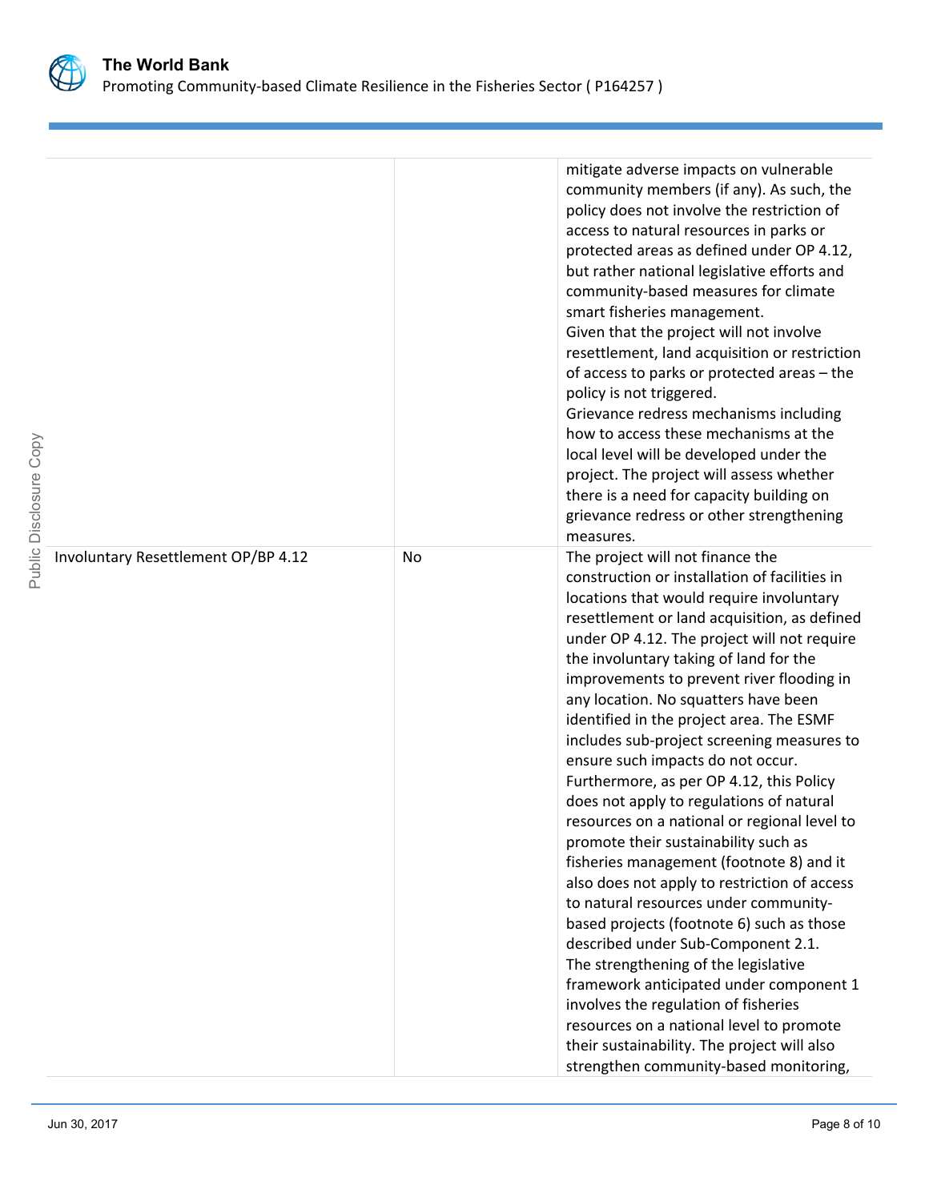| | | |
|---|---|---|
| | | mitigate adverse impacts on vulnerable community members (if any). As such, the policy does not involve the restriction of access to natural resources in parks or protected areas as defined under OP 4.12, but rather national legislative efforts and community-based measures for climate smart fisheries management.<br>Given that the project will not involve resettlement, land acquisition or restriction of access to parks or protected areas – the policy is not triggered.<br>Grievance redress mechanisms including how to access these mechanisms at the local level will be developed under the project. The project will assess whether there is a need for capacity building on grievance redress or other strengthening measures. |
| Involuntary Resettlement OP/BP 4.12 | No | The project will not finance the construction or installation of facilities in locations that would require involuntary resettlement or land acquisition, as defined under OP 4.12. The project will not require the involuntary taking of land for the improvements to prevent river flooding in any location. No squatters have been identified in the project area. The ESMF includes sub-project screening measures to ensure such impacts do not occur. Furthermore, as per OP 4.12, this Policy does not apply to regulations of natural resources on a national or regional level to promote their sustainability such as fisheries management (footnote 8) and it also does not apply to restriction of access to natural resources under community-based projects (footnote 6) such as those described under Sub-Component 2.1. The strengthening of the legislative framework anticipated under component 1 involves the regulation of fisheries resources on a national level to promote their sustainability. The project will also strengthen community-based monitoring, |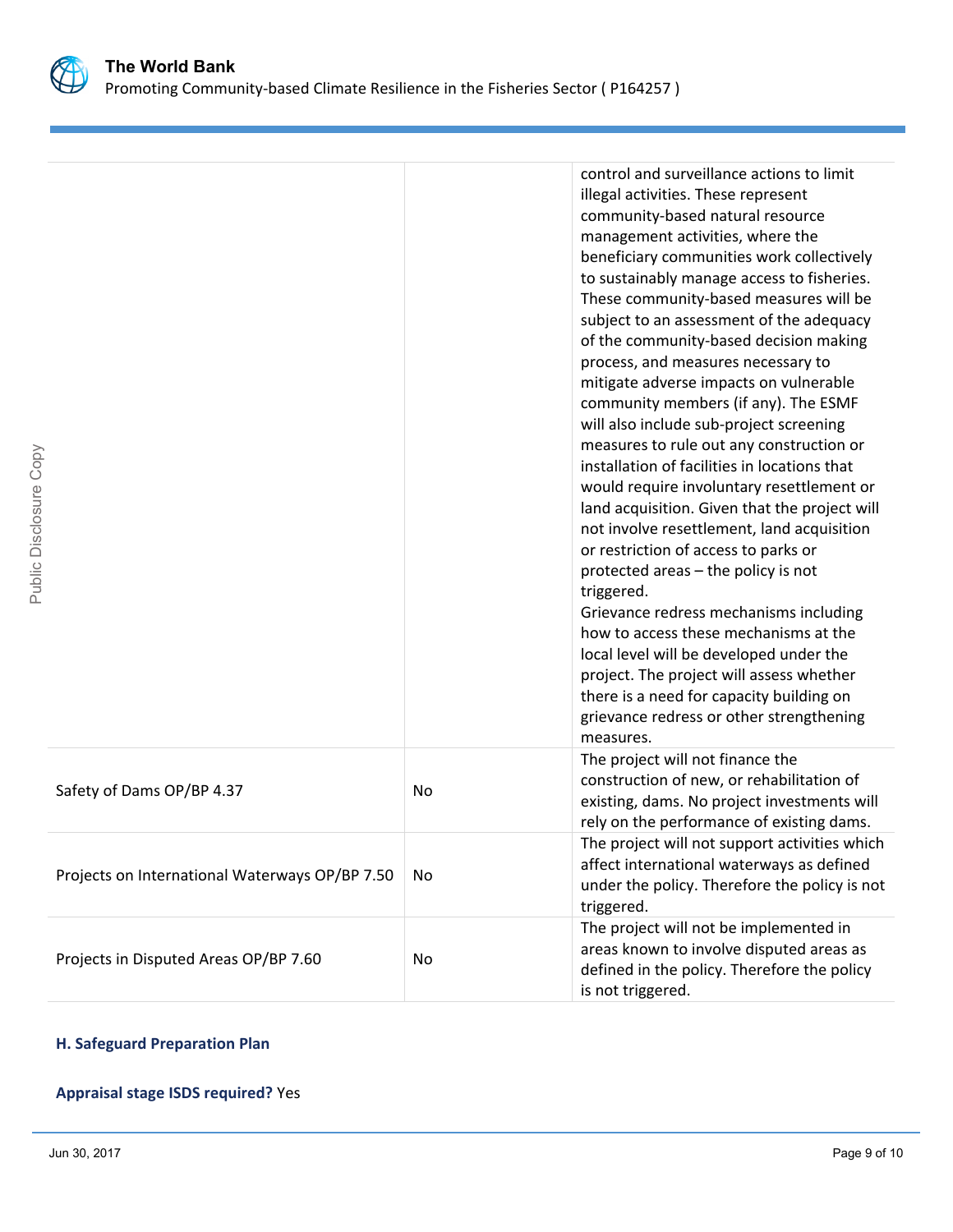| | | |
|---|---|---|
| | | control and surveillance actions to limit illegal activities. These represent community-based natural resource management activities, where the beneficiary communities work collectively to sustainably manage access to fisheries. These community-based measures will be subject to an assessment of the adequacy of the community-based decision making process, and measures necessary to mitigate adverse impacts on vulnerable community members (if any). The ESMF will also include sub-project screening measures to rule out any construction or installation of facilities in locations that would require involuntary resettlement or land acquisition. Given that the project will not involve resettlement, land acquisition or restriction of access to parks or protected areas – the policy is not triggered. Grievance redress mechanisms including how to access these mechanisms at the local level will be developed under the project. The project will assess whether there is a need for capacity building on grievance redress or other strengthening measures. |
| Safety of Dams OP/BP 4.37 | No | The project will not finance the construction of new, or rehabilitation of existing, dams. No project investments will rely on the performance of existing dams. |
| Projects on International Waterways OP/BP 7.50 | No | The project will not support activities which affect international waterways as defined under the policy. Therefore the policy is not triggered. |
| Projects in Disputed Areas OP/BP 7.60 | No | The project will not be implemented in areas known to involve disputed areas as defined in the policy. Therefore the policy is not triggered. |

### H. Safeguard Preparation Plan

**Appraisal stage ISDS required?** Yes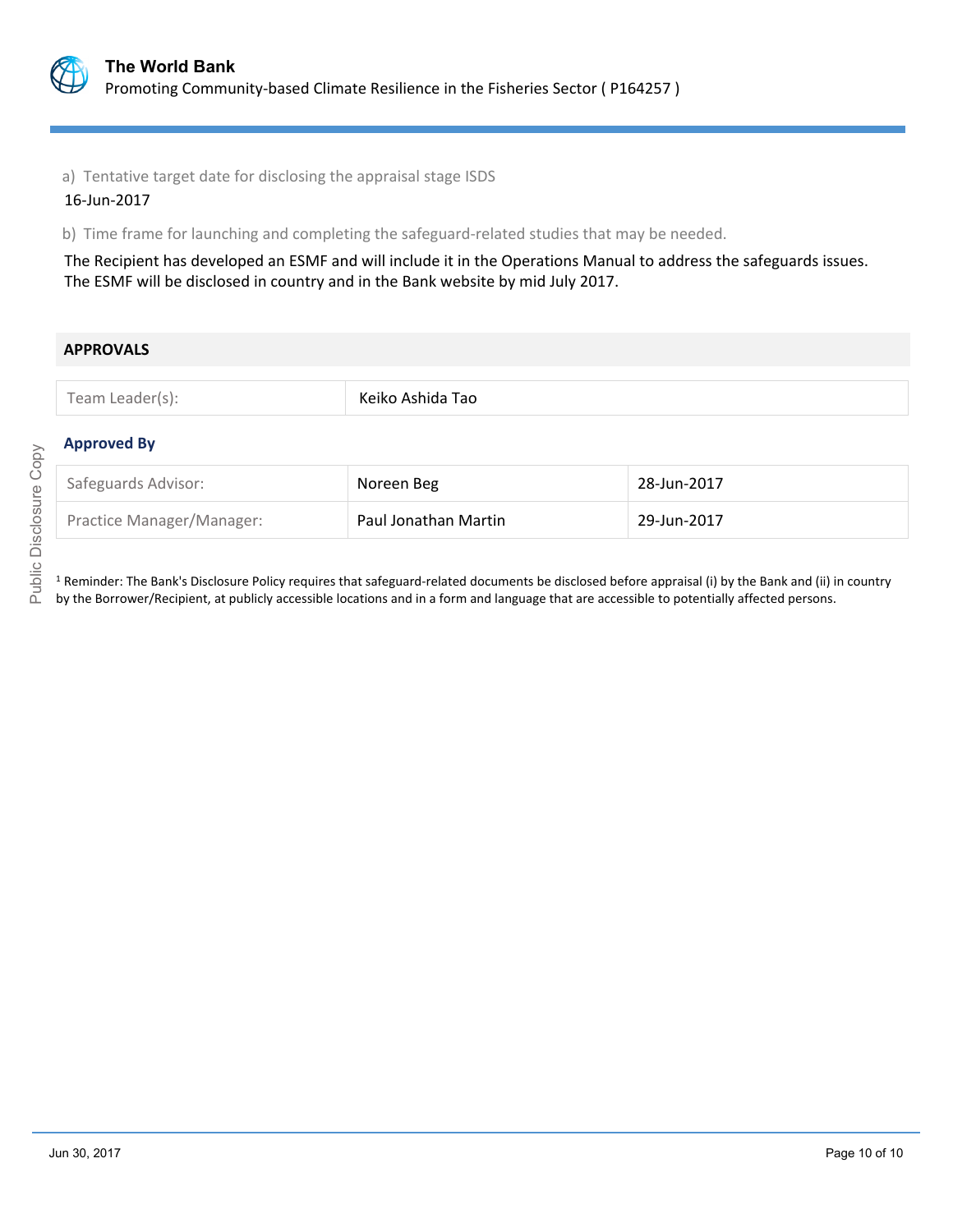a) Tentative target date for disclosing the appraisal stage ISDS

16-Jun-2017

b) Time frame for launching and completing the safeguard-related studies that may be needed.

The Recipient has developed an ESMF and will include it in the Operations Manual to address the safeguards issues. The ESMF will be disclosed in country and in the Bank website by mid July 2017.

## APPROVALS

| | |
|---|---|
| Team Leader(s): | Keiko Ashida Tao |

### Approved By

| | | |
|---|---|---|
| Safeguards Advisor: | Noreen Beg | 28-Jun-2017 |
| Practice Manager/Manager: | Paul Jonathan Martin | 29-Jun-2017 |

[1] Reminder: The Bank's Disclosure Policy requires that safeguard-related documents be disclosed before appraisal (i) by the Bank and (ii) in country by the Borrower/Recipient, at publicly accessible locations and in a form and language that are accessible to potentially affected persons.